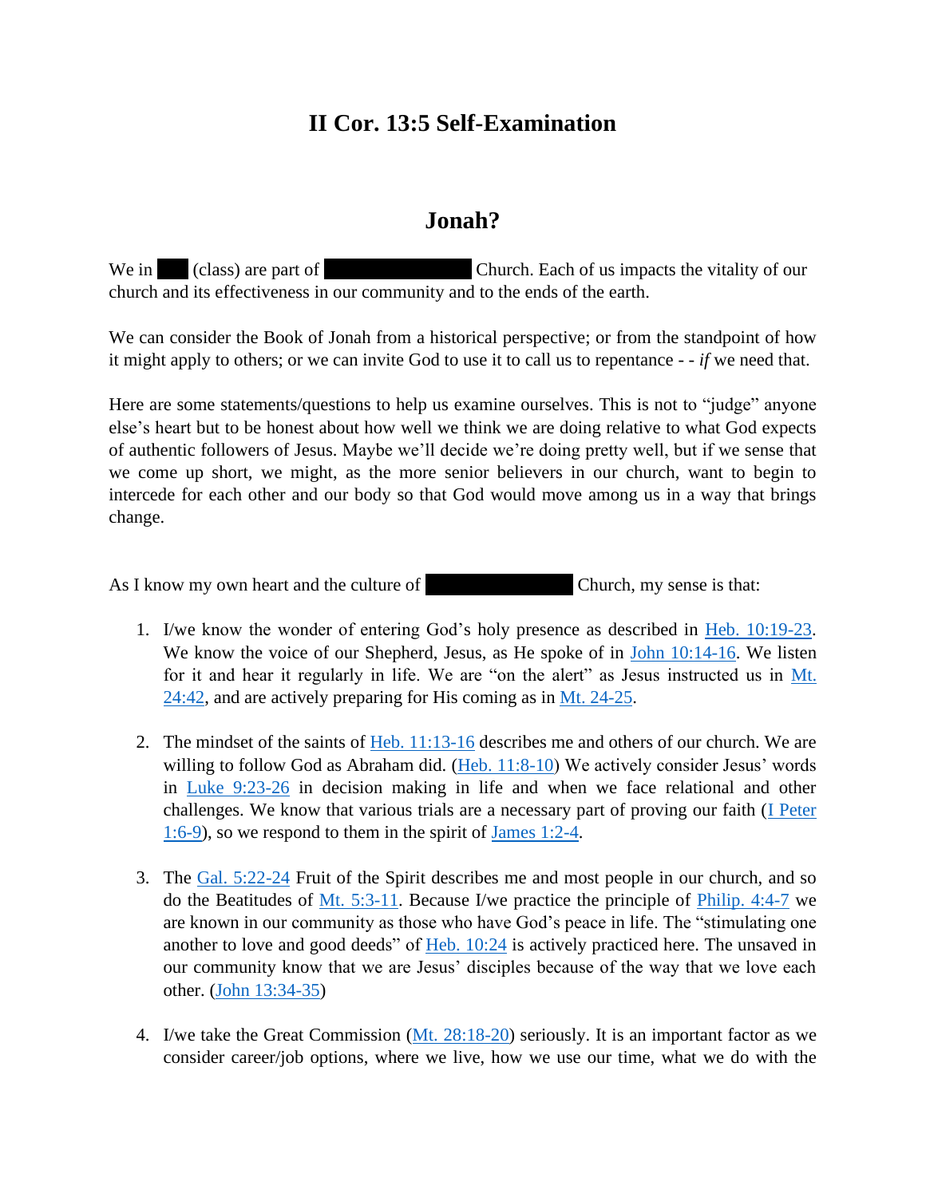# II Cor. 13:5 Self-Examination

## Jonah?

We in ███ (class) are part of ████████████ Church. Each of us impacts the vitality of our church and its effectiveness in our community and to the ends of the earth.

We can consider the Book of Jonah from a historical perspective; or from the standpoint of how it might apply to others; or we can invite God to use it to call us to repentance - - *if* we need that.

Here are some statements/questions to help us examine ourselves. This is not to "judge" anyone else's heart but to be honest about how well we think we are doing relative to what God expects of authentic followers of Jesus. Maybe we'll decide we're doing pretty well, but if we sense that we come up short, we might, as the more senior believers in our church, want to begin to intercede for each other and our body so that God would move among us in a way that brings change.

As I know my own heart and the culture of ████████████ Church, my sense is that:

1. I/we know the wonder of entering God's holy presence as described in Heb. 10:19-23. We know the voice of our Shepherd, Jesus, as He spoke of in John 10:14-16. We listen for it and hear it regularly in life. We are "on the alert" as Jesus instructed us in Mt. 24:42, and are actively preparing for His coming as in Mt. 24-25.

2. The mindset of the saints of Heb. 11:13-16 describes me and others of our church. We are willing to follow God as Abraham did. (Heb. 11:8-10) We actively consider Jesus' words in Luke 9:23-26 in decision making in life and when we face relational and other challenges. We know that various trials are a necessary part of proving our faith (I Peter 1:6-9), so we respond to them in the spirit of James 1:2-4.

3. The Gal. 5:22-24 Fruit of the Spirit describes me and most people in our church, and so do the Beatitudes of Mt. 5:3-11. Because I/we practice the principle of Philip. 4:4-7 we are known in our community as those who have God's peace in life. The "stimulating one another to love and good deeds" of Heb. 10:24 is actively practiced here. The unsaved in our community know that we are Jesus' disciples because of the way that we love each other. (John 13:34-35)

4. I/we take the Great Commission (Mt. 28:18-20) seriously. It is an important factor as we consider career/job options, where we live, how we use our time, what we do with the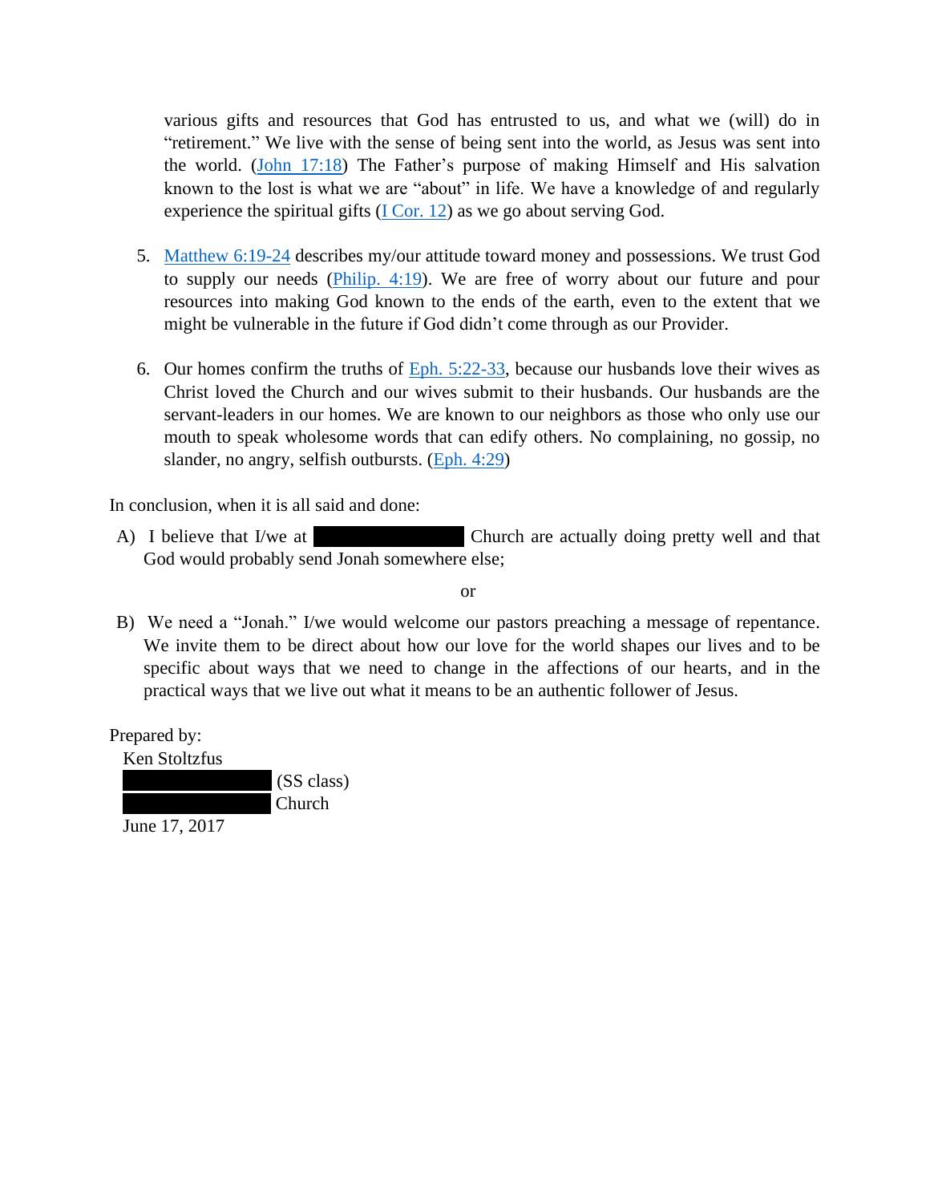various gifts and resources that God has entrusted to us, and what we (will) do in "retirement." We live with the sense of being sent into the world, as Jesus was sent into the world. ([John 17:18](#)) The Father's purpose of making Himself and His salvation known to the lost is what we are "about" in life. We have a knowledge of and regularly experience the spiritual gifts ([I Cor. 12](#)) as we go about serving God.

5. [Matthew 6:19-24](#) describes my/our attitude toward money and possessions. We trust God to supply our needs ([Philip. 4:19](#)). We are free of worry about our future and pour resources into making God known to the ends of the earth, even to the extent that we might be vulnerable in the future if God didn't come through as our Provider.

6. Our homes confirm the truths of [Eph. 5:22-33](#), because our husbands love their wives as Christ loved the Church and our wives submit to their husbands. Our husbands are the servant-leaders in our homes. We are known to our neighbors as those who only use our mouth to speak wholesome words that can edify others. No complaining, no gossip, no slander, no angry, selfish outbursts. ([Eph. 4:29](#))

In conclusion, when it is all said and done:

A) I believe that I/we at ██████████ Church are actually doing pretty well and that God would probably send Jonah somewhere else;

or

B) We need a "Jonah." I/we would welcome our pastors preaching a message of repentance. We invite them to be direct about how our love for the world shapes our lives and to be specific about ways that we need to change in the affections of our hearts, and in the practical ways that we live out what it means to be an authentic follower of Jesus.

Prepared by:
Ken Stoltzfus
██████████ (SS class)
██████████ Church
June 17, 2017